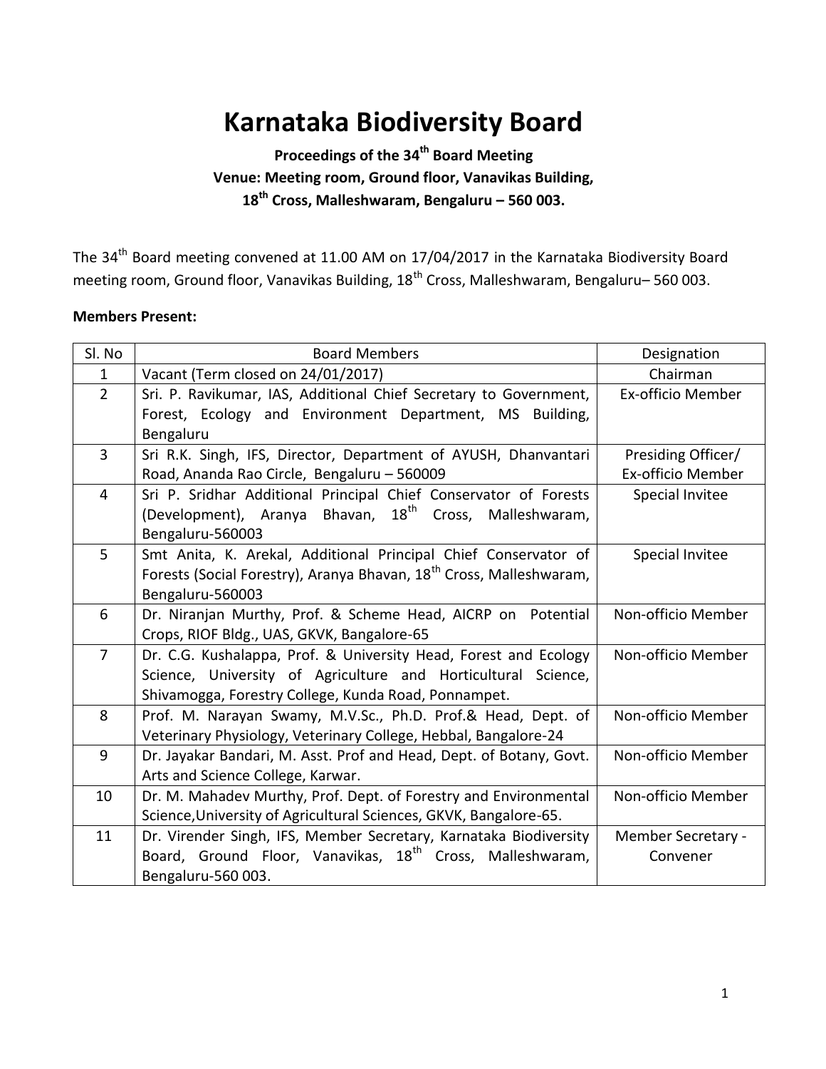# Karnataka Biodiversity Board

**Proceedings of the 34th Board Meeting**
**Venue: Meeting room, Ground floor, Vanavikas Building,**
**18th Cross, Malleshwaram, Bengaluru – 560 003.**

The 34th Board meeting convened at 11.00 AM on 17/04/2017 in the Karnataka Biodiversity Board meeting room, Ground floor, Vanavikas Building, 18th Cross, Malleshwaram, Bengaluru– 560 003.

**Members Present:**

| Sl. No | Board Members | Designation |
|---|---|---|
| 1 | Vacant (Term closed on 24/01/2017) | Chairman |
| 2 | Sri. P. Ravikumar, IAS, Additional Chief Secretary to Government, Forest, Ecology and Environment Department, MS Building, Bengaluru | Ex-officio Member |
| 3 | Sri R.K. Singh, IFS, Director, Department of AYUSH, Dhanvantari Road, Ananda Rao Circle, Bengaluru – 560009 | Presiding Officer/ Ex-officio Member |
| 4 | Sri P. Sridhar Additional Principal Chief Conservator of Forests (Development), Aranya Bhavan, 18th Cross, Malleshwaram, Bengaluru-560003 | Special Invitee |
| 5 | Smt Anita, K. Arekal, Additional Principal Chief Conservator of Forests (Social Forestry), Aranya Bhavan, 18th Cross, Malleshwaram, Bengaluru-560003 | Special Invitee |
| 6 | Dr. Niranjan Murthy, Prof. & Scheme Head, AICRP on Potential Crops, RIOF Bldg., UAS, GKVK, Bangalore-65 | Non-officio Member |
| 7 | Dr. C.G. Kushalappa, Prof. & University Head, Forest and Ecology Science, University of Agriculture and Horticultural Science, Shivamogga, Forestry College, Kunda Road, Ponnampet. | Non-officio Member |
| 8 | Prof. M. Narayan Swamy, M.V.Sc., Ph.D. Prof.& Head, Dept. of Veterinary Physiology, Veterinary College, Hebbal, Bangalore-24 | Non-officio Member |
| 9 | Dr. Jayakar Bandari, M. Asst. Prof and Head, Dept. of Botany, Govt. Arts and Science College, Karwar. | Non-officio Member |
| 10 | Dr. M. Mahadev Murthy, Prof. Dept. of Forestry and Environmental Science,University of Agricultural Sciences, GKVK, Bangalore-65. | Non-officio Member |
| 11 | Dr. Virender Singh, IFS, Member Secretary, Karnataka Biodiversity Board, Ground Floor, Vanavikas, 18th Cross, Malleshwaram, Bengaluru-560 003. | Member Secretary - Convener |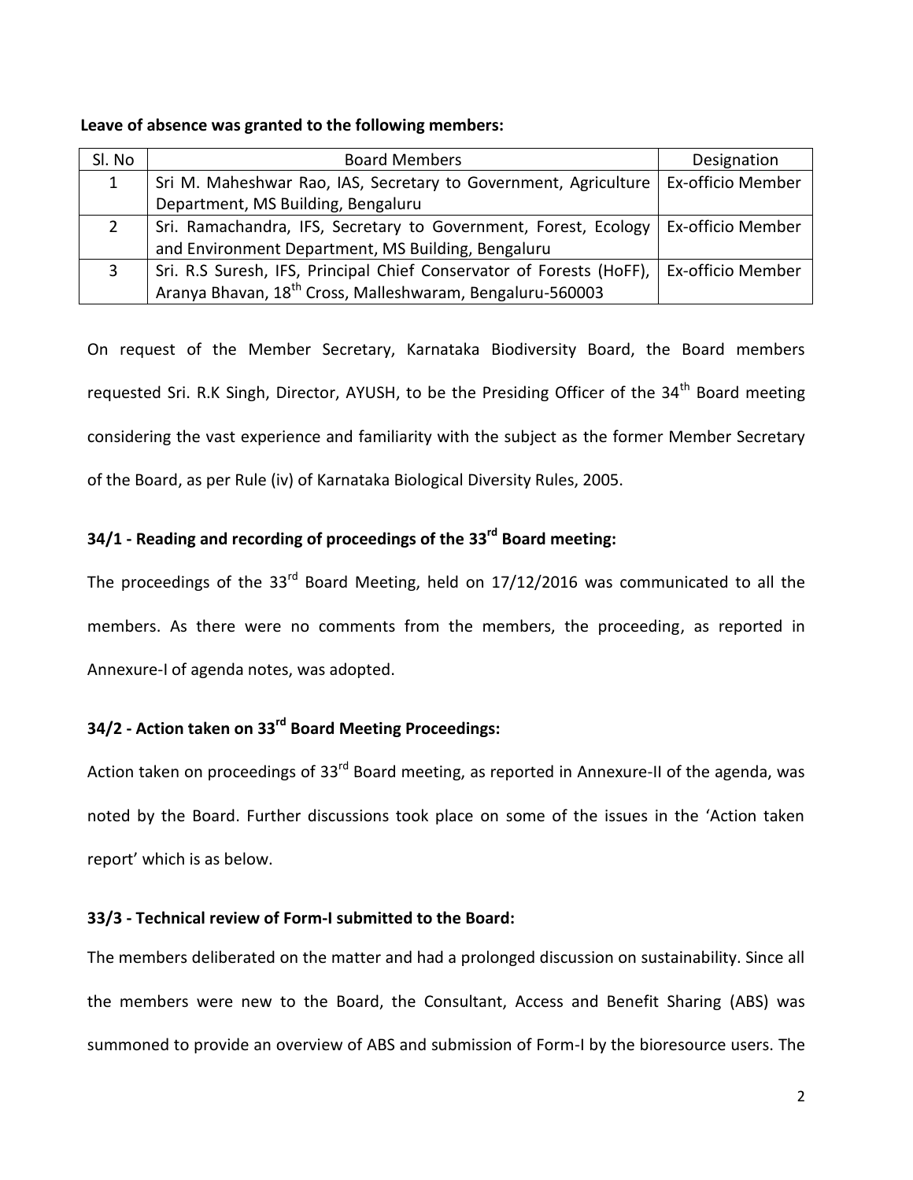**Leave of absence was granted to the following members:**

| Sl. No | Board Members | Designation |
| --- | --- | --- |
| 1 | Sri M. Maheshwar Rao, IAS, Secretary to Government, Agriculture Department, MS Building, Bengaluru | Ex-officio Member |
| 2 | Sri. Ramachandra, IFS, Secretary to Government, Forest, Ecology and Environment Department, MS Building, Bengaluru | Ex-officio Member |
| 3 | Sri. R.S Suresh, IFS, Principal Chief Conservator of Forests (HoFF), Aranya Bhavan, 18th Cross, Malleshwaram, Bengaluru-560003 | Ex-officio Member |

On request of the Member Secretary, Karnataka Biodiversity Board, the Board members requested Sri. R.K Singh, Director, AYUSH, to be the Presiding Officer of the 34th Board meeting considering the vast experience and familiarity with the subject as the former Member Secretary of the Board, as per Rule (iv) of Karnataka Biological Diversity Rules, 2005.

### 34/1 - Reading and recording of proceedings of the 33rd Board meeting:

The proceedings of the 33rd Board Meeting, held on 17/12/2016 was communicated to all the members. As there were no comments from the members, the proceeding, as reported in Annexure-I of agenda notes, was adopted.

### 34/2 - Action taken on 33rd Board Meeting Proceedings:

Action taken on proceedings of 33rd Board meeting, as reported in Annexure-II of the agenda, was noted by the Board. Further discussions took place on some of the issues in the 'Action taken report' which is as below.

#### 33/3 - Technical review of Form-I submitted to the Board:

The members deliberated on the matter and had a prolonged discussion on sustainability. Since all the members were new to the Board, the Consultant, Access and Benefit Sharing (ABS) was summoned to provide an overview of ABS and submission of Form-I by the bioresource users. The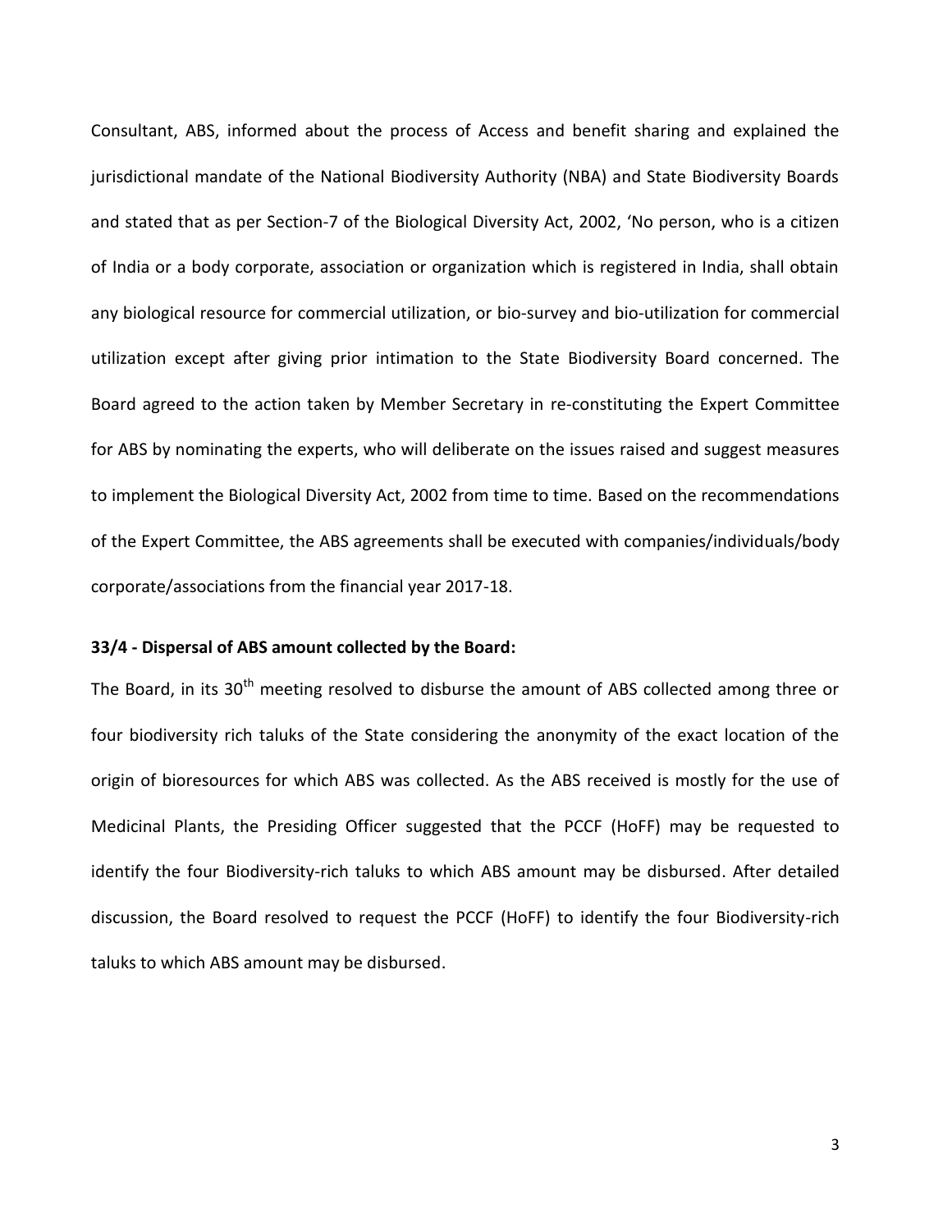Consultant, ABS, informed about the process of Access and benefit sharing and explained the jurisdictional mandate of the National Biodiversity Authority (NBA) and State Biodiversity Boards and stated that as per Section-7 of the Biological Diversity Act, 2002, 'No person, who is a citizen of India or a body corporate, association or organization which is registered in India, shall obtain any biological resource for commercial utilization, or bio-survey and bio-utilization for commercial utilization except after giving prior intimation to the State Biodiversity Board concerned. The Board agreed to the action taken by Member Secretary in re-constituting the Expert Committee for ABS by nominating the experts, who will deliberate on the issues raised and suggest measures to implement the Biological Diversity Act, 2002 from time to time. Based on the recommendations of the Expert Committee, the ABS agreements shall be executed with companies/individuals/body corporate/associations from the financial year 2017-18.

**33/4 - Dispersal of ABS amount collected by the Board:**

The Board, in its 30th meeting resolved to disburse the amount of ABS collected among three or four biodiversity rich taluks of the State considering the anonymity of the exact location of the origin of bioresources for which ABS was collected. As the ABS received is mostly for the use of Medicinal Plants, the Presiding Officer suggested that the PCCF (HoFF) may be requested to identify the four Biodiversity-rich taluks to which ABS amount may be disbursed. After detailed discussion, the Board resolved to request the PCCF (HoFF) to identify the four Biodiversity-rich taluks to which ABS amount may be disbursed.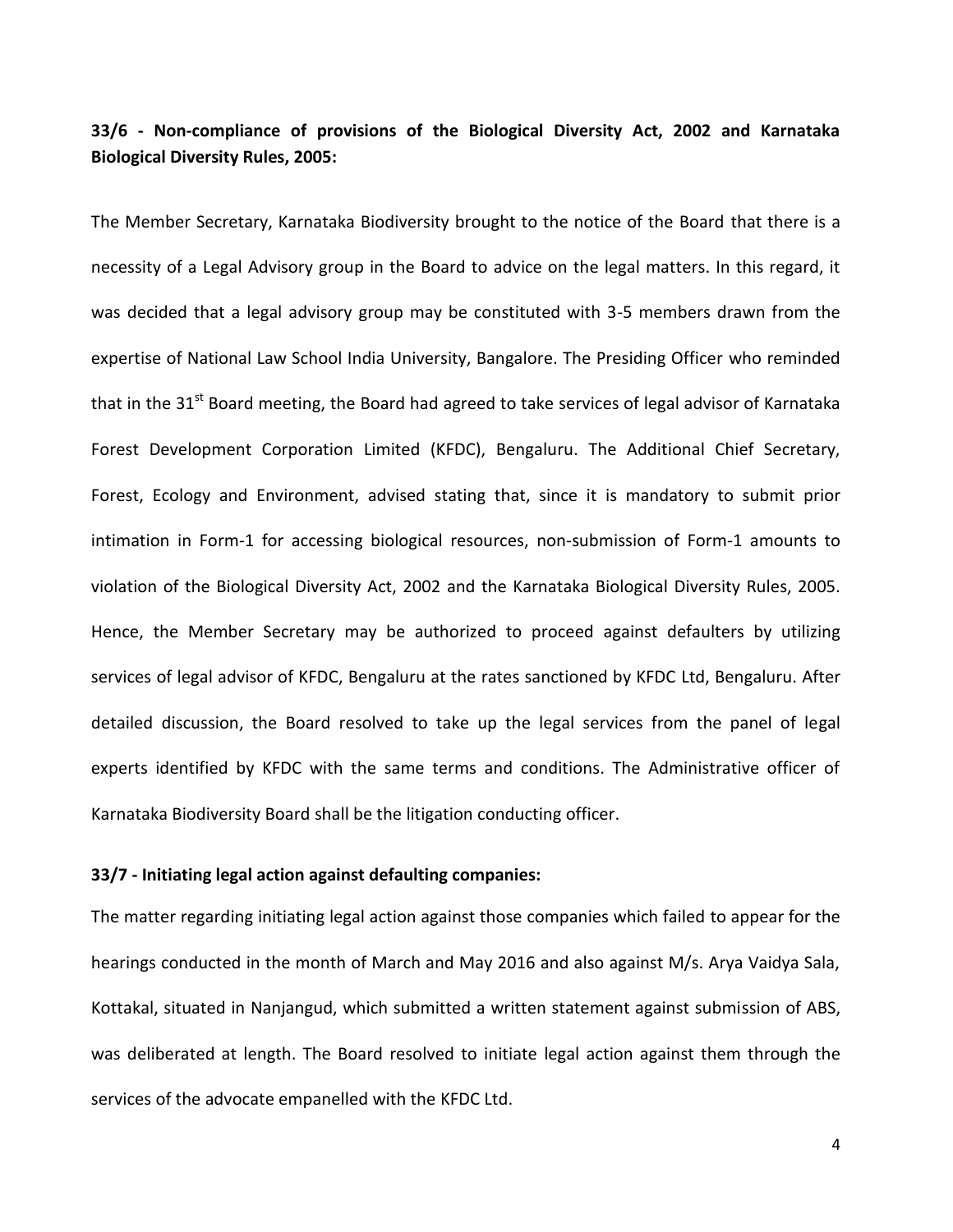**33/6 - Non-compliance of provisions of the Biological Diversity Act, 2002 and Karnataka Biological Diversity Rules, 2005:**

The Member Secretary, Karnataka Biodiversity brought to the notice of the Board that there is a necessity of a Legal Advisory group in the Board to advice on the legal matters. In this regard, it was decided that a legal advisory group may be constituted with 3-5 members drawn from the expertise of National Law School India University, Bangalore. The Presiding Officer who reminded that in the 31st Board meeting, the Board had agreed to take services of legal advisor of Karnataka Forest Development Corporation Limited (KFDC), Bengaluru. The Additional Chief Secretary, Forest, Ecology and Environment, advised stating that, since it is mandatory to submit prior intimation in Form-1 for accessing biological resources, non-submission of Form-1 amounts to violation of the Biological Diversity Act, 2002 and the Karnataka Biological Diversity Rules, 2005. Hence, the Member Secretary may be authorized to proceed against defaulters by utilizing services of legal advisor of KFDC, Bengaluru at the rates sanctioned by KFDC Ltd, Bengaluru. After detailed discussion, the Board resolved to take up the legal services from the panel of legal experts identified by KFDC with the same terms and conditions. The Administrative officer of Karnataka Biodiversity Board shall be the litigation conducting officer.

**33/7 - Initiating legal action against defaulting companies:**

The matter regarding initiating legal action against those companies which failed to appear for the hearings conducted in the month of March and May 2016 and also against M/s. Arya Vaidya Sala, Kottakal, situated in Nanjangud, which submitted a written statement against submission of ABS, was deliberated at length. The Board resolved to initiate legal action against them through the services of the advocate empanelled with the KFDC Ltd.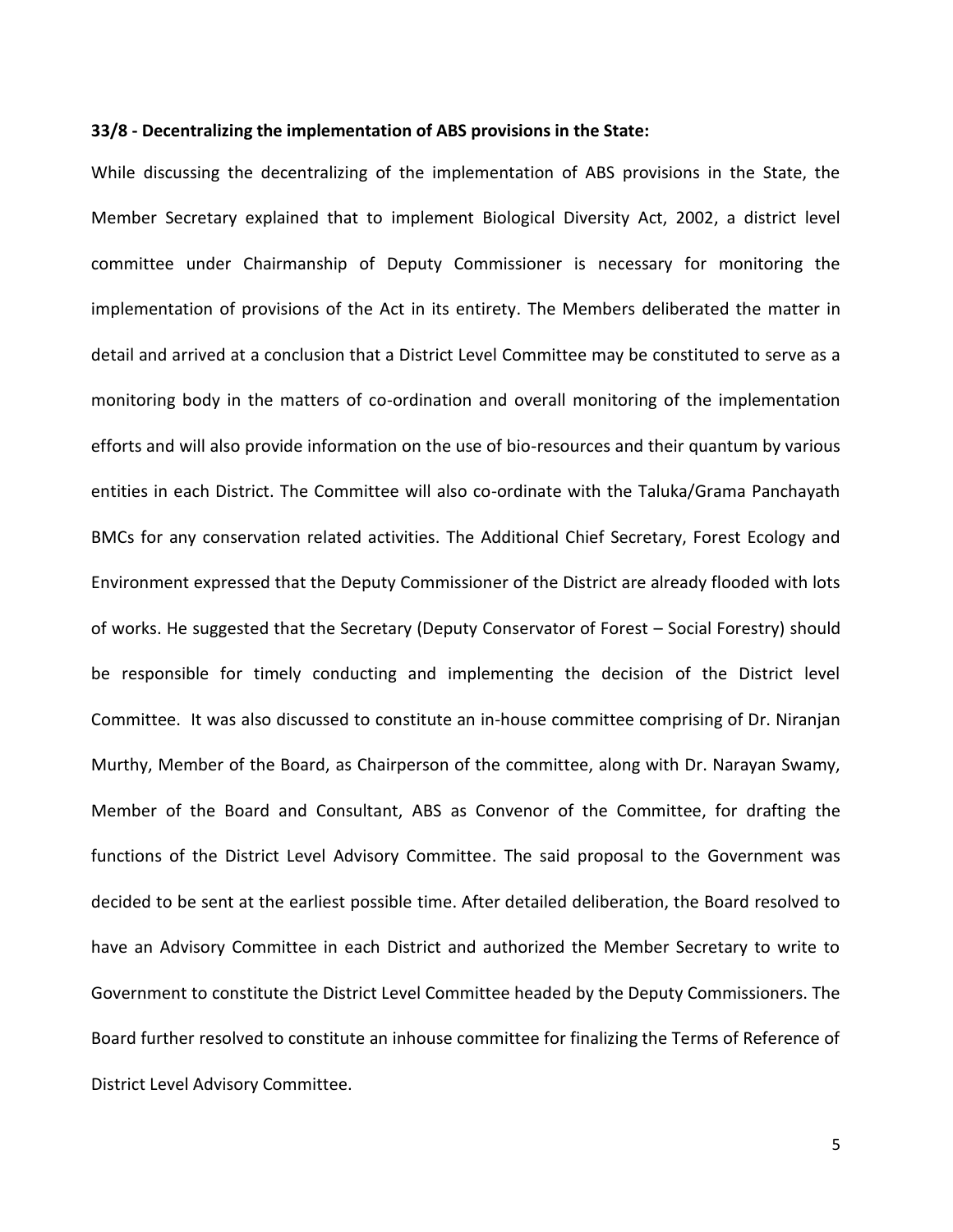**33/8 - Decentralizing the implementation of ABS provisions in the State:**

While discussing the decentralizing of the implementation of ABS provisions in the State, the Member Secretary explained that to implement Biological Diversity Act, 2002, a district level committee under Chairmanship of Deputy Commissioner is necessary for monitoring the implementation of provisions of the Act in its entirety. The Members deliberated the matter in detail and arrived at a conclusion that a District Level Committee may be constituted to serve as a monitoring body in the matters of co-ordination and overall monitoring of the implementation efforts and will also provide information on the use of bio-resources and their quantum by various entities in each District. The Committee will also co-ordinate with the Taluka/Grama Panchayath BMCs for any conservation related activities. The Additional Chief Secretary, Forest Ecology and Environment expressed that the Deputy Commissioner of the District are already flooded with lots of works. He suggested that the Secretary (Deputy Conservator of Forest – Social Forestry) should be responsible for timely conducting and implementing the decision of the District level Committee. It was also discussed to constitute an in-house committee comprising of Dr. Niranjan Murthy, Member of the Board, as Chairperson of the committee, along with Dr. Narayan Swamy, Member of the Board and Consultant, ABS as Convenor of the Committee, for drafting the functions of the District Level Advisory Committee. The said proposal to the Government was decided to be sent at the earliest possible time. After detailed deliberation, the Board resolved to have an Advisory Committee in each District and authorized the Member Secretary to write to Government to constitute the District Level Committee headed by the Deputy Commissioners. The Board further resolved to constitute an inhouse committee for finalizing the Terms of Reference of District Level Advisory Committee.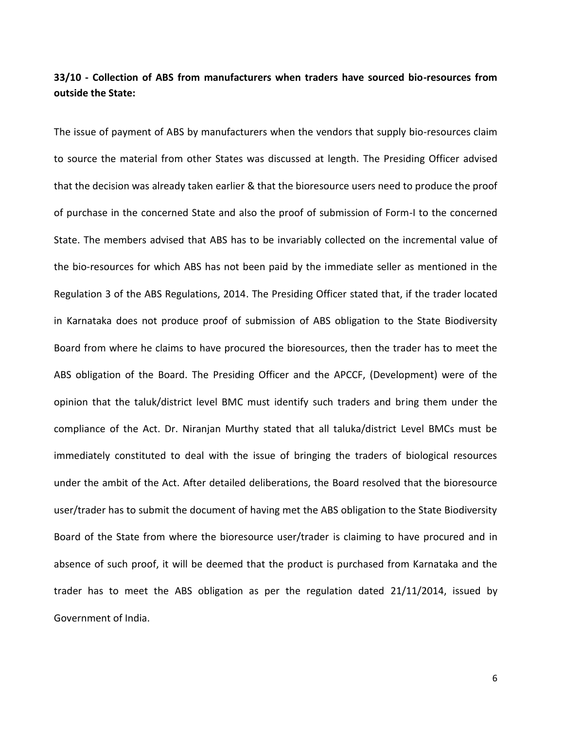**33/10 - Collection of ABS from manufacturers when traders have sourced bio-resources from outside the State:**

The issue of payment of ABS by manufacturers when the vendors that supply bio-resources claim to source the material from other States was discussed at length. The Presiding Officer advised that the decision was already taken earlier & that the bioresource users need to produce the proof of purchase in the concerned State and also the proof of submission of Form-I to the concerned State. The members advised that ABS has to be invariably collected on the incremental value of the bio-resources for which ABS has not been paid by the immediate seller as mentioned in the Regulation 3 of the ABS Regulations, 2014. The Presiding Officer stated that, if the trader located in Karnataka does not produce proof of submission of ABS obligation to the State Biodiversity Board from where he claims to have procured the bioresources, then the trader has to meet the ABS obligation of the Board. The Presiding Officer and the APCCF, (Development) were of the opinion that the taluk/district level BMC must identify such traders and bring them under the compliance of the Act. Dr. Niranjan Murthy stated that all taluka/district Level BMCs must be immediately constituted to deal with the issue of bringing the traders of biological resources under the ambit of the Act. After detailed deliberations, the Board resolved that the bioresource user/trader has to submit the document of having met the ABS obligation to the State Biodiversity Board of the State from where the bioresource user/trader is claiming to have procured and in absence of such proof, it will be deemed that the product is purchased from Karnataka and the trader has to meet the ABS obligation as per the regulation dated 21/11/2014, issued by Government of India.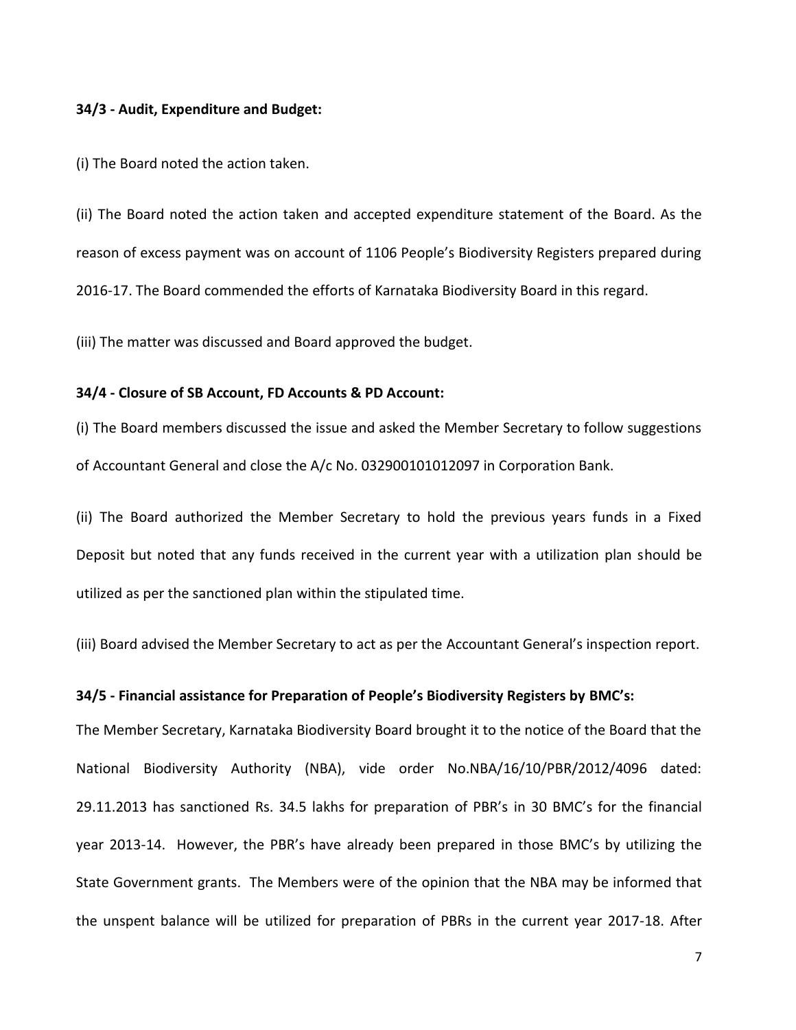**34/3 - Audit, Expenditure and Budget:**

(i) The Board noted the action taken.

(ii) The Board noted the action taken and accepted expenditure statement of the Board. As the reason of excess payment was on account of 1106 People's Biodiversity Registers prepared during 2016-17. The Board commended the efforts of Karnataka Biodiversity Board in this regard.

(iii) The matter was discussed and Board approved the budget.

**34/4 - Closure of SB Account, FD Accounts & PD Account:**

(i) The Board members discussed the issue and asked the Member Secretary to follow suggestions of Accountant General and close the A/c No. 032900101012097 in Corporation Bank.

(ii) The Board authorized the Member Secretary to hold the previous years funds in a Fixed Deposit but noted that any funds received in the current year with a utilization plan should be utilized as per the sanctioned plan within the stipulated time.

(iii) Board advised the Member Secretary to act as per the Accountant General's inspection report.

**34/5 - Financial assistance for Preparation of People's Biodiversity Registers by BMC's:**

The Member Secretary, Karnataka Biodiversity Board brought it to the notice of the Board that the National Biodiversity Authority (NBA), vide order No.NBA/16/10/PBR/2012/4096 dated: 29.11.2013 has sanctioned Rs. 34.5 lakhs for preparation of PBR's in 30 BMC's for the financial year 2013-14. However, the PBR's have already been prepared in those BMC's by utilizing the State Government grants. The Members were of the opinion that the NBA may be informed that the unspent balance will be utilized for preparation of PBRs in the current year 2017-18. After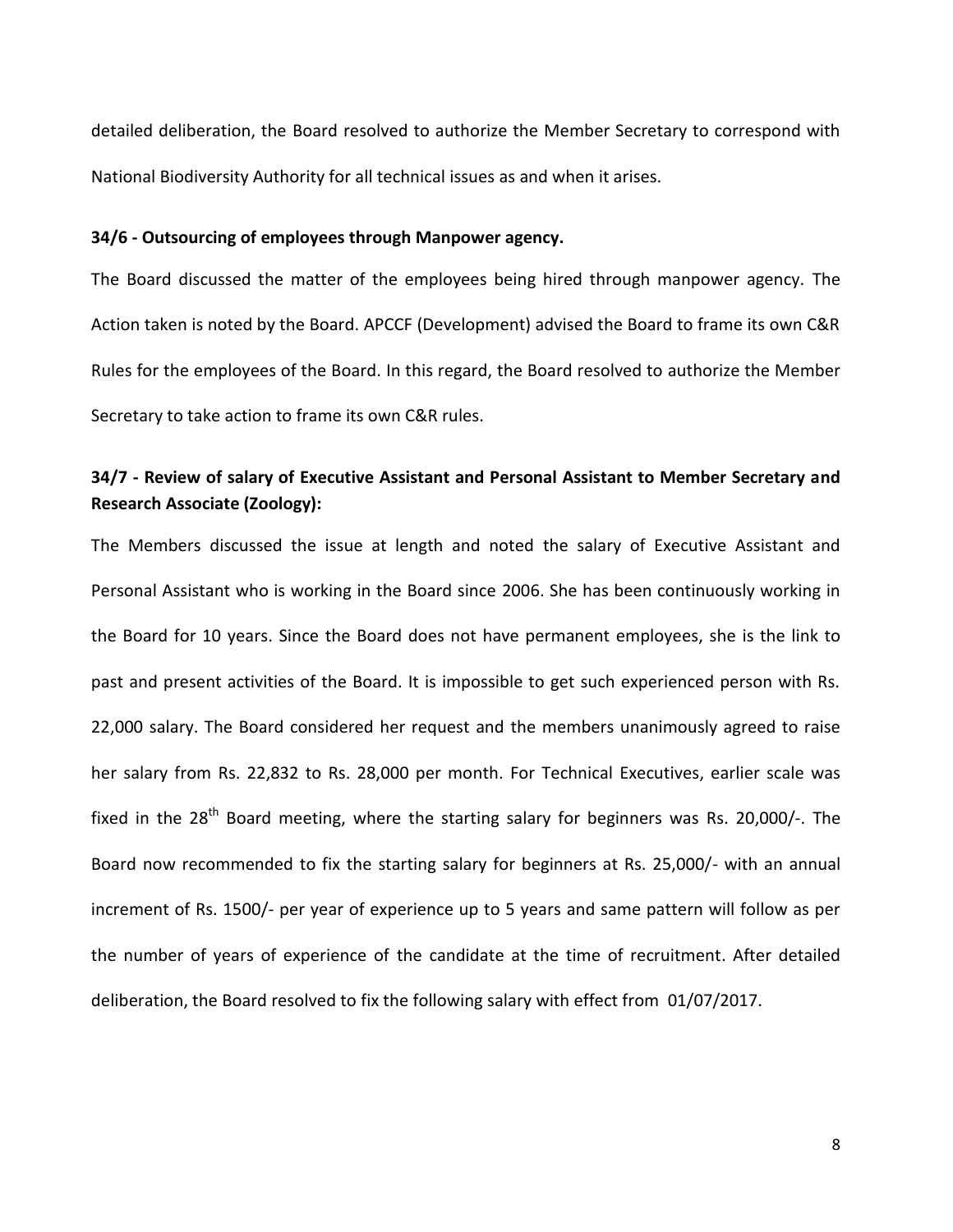detailed deliberation, the Board resolved to authorize the Member Secretary to correspond with National Biodiversity Authority for all technical issues as and when it arises.

**34/6 - Outsourcing of employees through Manpower agency.**

The Board discussed the matter of the employees being hired through manpower agency. The Action taken is noted by the Board. APCCF (Development) advised the Board to frame its own C&R Rules for the employees of the Board. In this regard, the Board resolved to authorize the Member Secretary to take action to frame its own C&R rules.

**34/7 - Review of salary of Executive Assistant and Personal Assistant to Member Secretary and Research Associate (Zoology):**

The Members discussed the issue at length and noted the salary of Executive Assistant and Personal Assistant who is working in the Board since 2006. She has been continuously working in the Board for 10 years. Since the Board does not have permanent employees, she is the link to past and present activities of the Board. It is impossible to get such experienced person with Rs. 22,000 salary. The Board considered her request and the members unanimously agreed to raise her salary from Rs. 22,832 to Rs. 28,000 per month. For Technical Executives, earlier scale was fixed in the 28th Board meeting, where the starting salary for beginners was Rs. 20,000/-. The Board now recommended to fix the starting salary for beginners at Rs. 25,000/- with an annual increment of Rs. 1500/- per year of experience up to 5 years and same pattern will follow as per the number of years of experience of the candidate at the time of recruitment. After detailed deliberation, the Board resolved to fix the following salary with effect from 01/07/2017.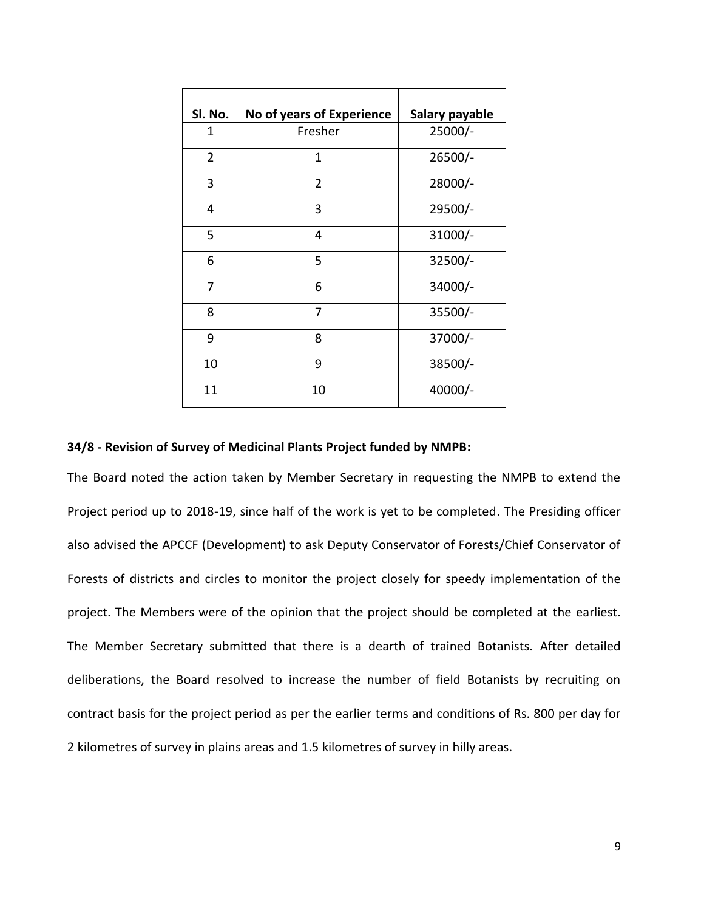| Sl. No. | No of years of Experience | Salary payable |
|---|---|---|
| 1 | Fresher | 25000/- |
| 2 | 1 | 26500/- |
| 3 | 2 | 28000/- |
| 4 | 3 | 29500/- |
| 5 | 4 | 31000/- |
| 6 | 5 | 32500/- |
| 7 | 6 | 34000/- |
| 8 | 7 | 35500/- |
| 9 | 8 | 37000/- |
| 10 | 9 | 38500/- |
| 11 | 10 | 40000/- |

**34/8 - Revision of Survey of Medicinal Plants Project funded by NMPB:**

The Board noted the action taken by Member Secretary in requesting the NMPB to extend the Project period up to 2018-19, since half of the work is yet to be completed. The Presiding officer also advised the APCCF (Development) to ask Deputy Conservator of Forests/Chief Conservator of Forests of districts and circles to monitor the project closely for speedy implementation of the project. The Members were of the opinion that the project should be completed at the earliest. The Member Secretary submitted that there is a dearth of trained Botanists. After detailed deliberations, the Board resolved to increase the number of field Botanists by recruiting on contract basis for the project period as per the earlier terms and conditions of Rs. 800 per day for 2 kilometres of survey in plains areas and 1.5 kilometres of survey in hilly areas.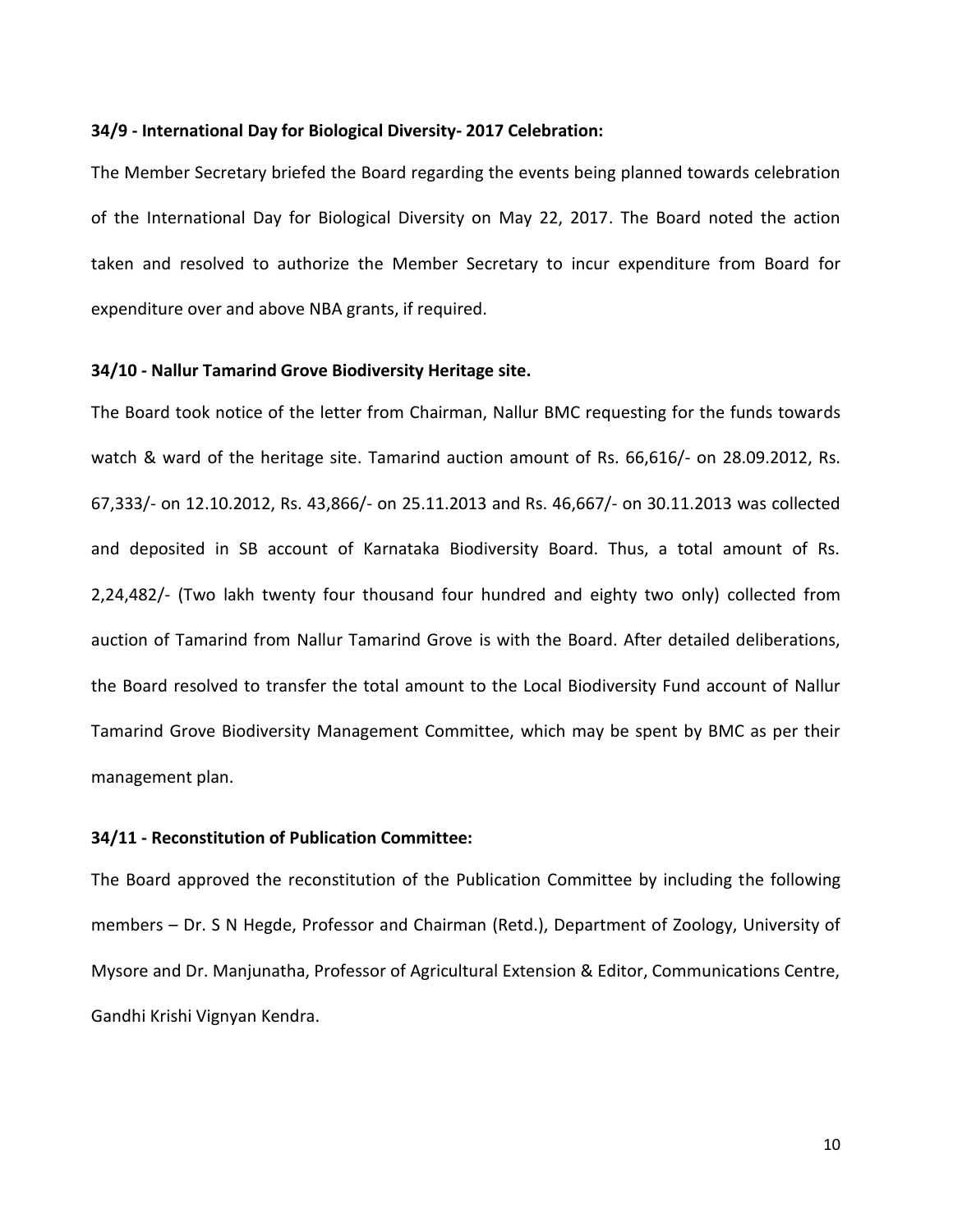**34/9 - International Day for Biological Diversity- 2017 Celebration:**

The Member Secretary briefed the Board regarding the events being planned towards celebration of the International Day for Biological Diversity on May 22, 2017. The Board noted the action taken and resolved to authorize the Member Secretary to incur expenditure from Board for expenditure over and above NBA grants, if required.

**34/10 - Nallur Tamarind Grove Biodiversity Heritage site.**

The Board took notice of the letter from Chairman, Nallur BMC requesting for the funds towards watch & ward of the heritage site. Tamarind auction amount of Rs. 66,616/- on 28.09.2012, Rs. 67,333/- on 12.10.2012, Rs. 43,866/- on 25.11.2013 and Rs. 46,667/- on 30.11.2013 was collected and deposited in SB account of Karnataka Biodiversity Board. Thus, a total amount of Rs. 2,24,482/- (Two lakh twenty four thousand four hundred and eighty two only) collected from auction of Tamarind from Nallur Tamarind Grove is with the Board. After detailed deliberations, the Board resolved to transfer the total amount to the Local Biodiversity Fund account of Nallur Tamarind Grove Biodiversity Management Committee, which may be spent by BMC as per their management plan.

**34/11 - Reconstitution of Publication Committee:**

The Board approved the reconstitution of the Publication Committee by including the following members – Dr. S N Hegde, Professor and Chairman (Retd.), Department of Zoology, University of Mysore and Dr. Manjunatha, Professor of Agricultural Extension & Editor, Communications Centre, Gandhi Krishi Vignyan Kendra.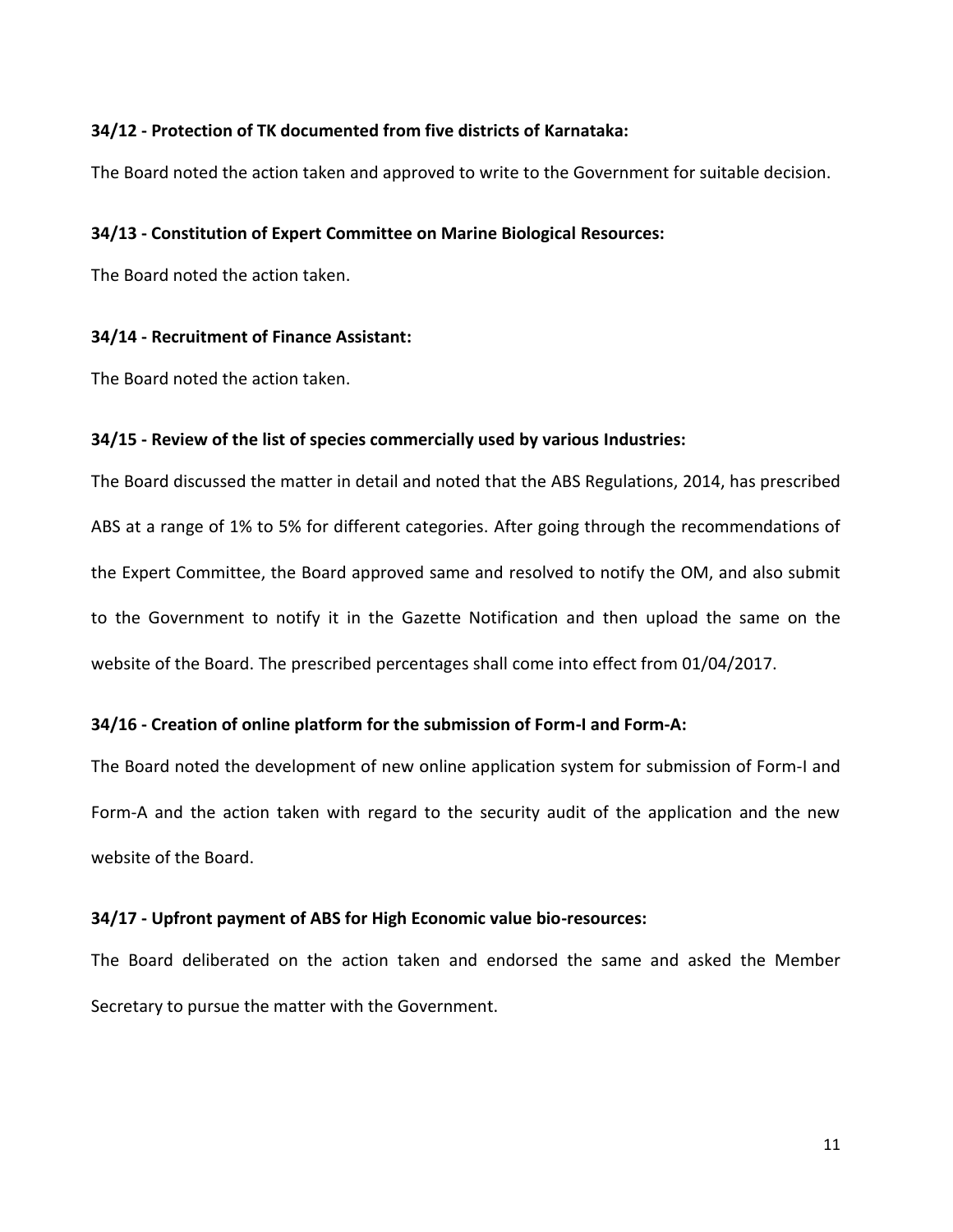**34/12 - Protection of TK documented from five districts of Karnataka:**

The Board noted the action taken and approved to write to the Government for suitable decision.

**34/13 - Constitution of Expert Committee on Marine Biological Resources:**

The Board noted the action taken.

**34/14 - Recruitment of Finance Assistant:**

The Board noted the action taken.

**34/15 - Review of the list of species commercially used by various Industries:**

The Board discussed the matter in detail and noted that the ABS Regulations, 2014, has prescribed ABS at a range of 1% to 5% for different categories. After going through the recommendations of the Expert Committee, the Board approved same and resolved to notify the OM, and also submit to the Government to notify it in the Gazette Notification and then upload the same on the website of the Board. The prescribed percentages shall come into effect from 01/04/2017.

**34/16 - Creation of online platform for the submission of Form-I and Form-A:**

The Board noted the development of new online application system for submission of Form-I and Form-A and the action taken with regard to the security audit of the application and the new website of the Board.

**34/17 - Upfront payment of ABS for High Economic value bio-resources:**

The Board deliberated on the action taken and endorsed the same and asked the Member Secretary to pursue the matter with the Government.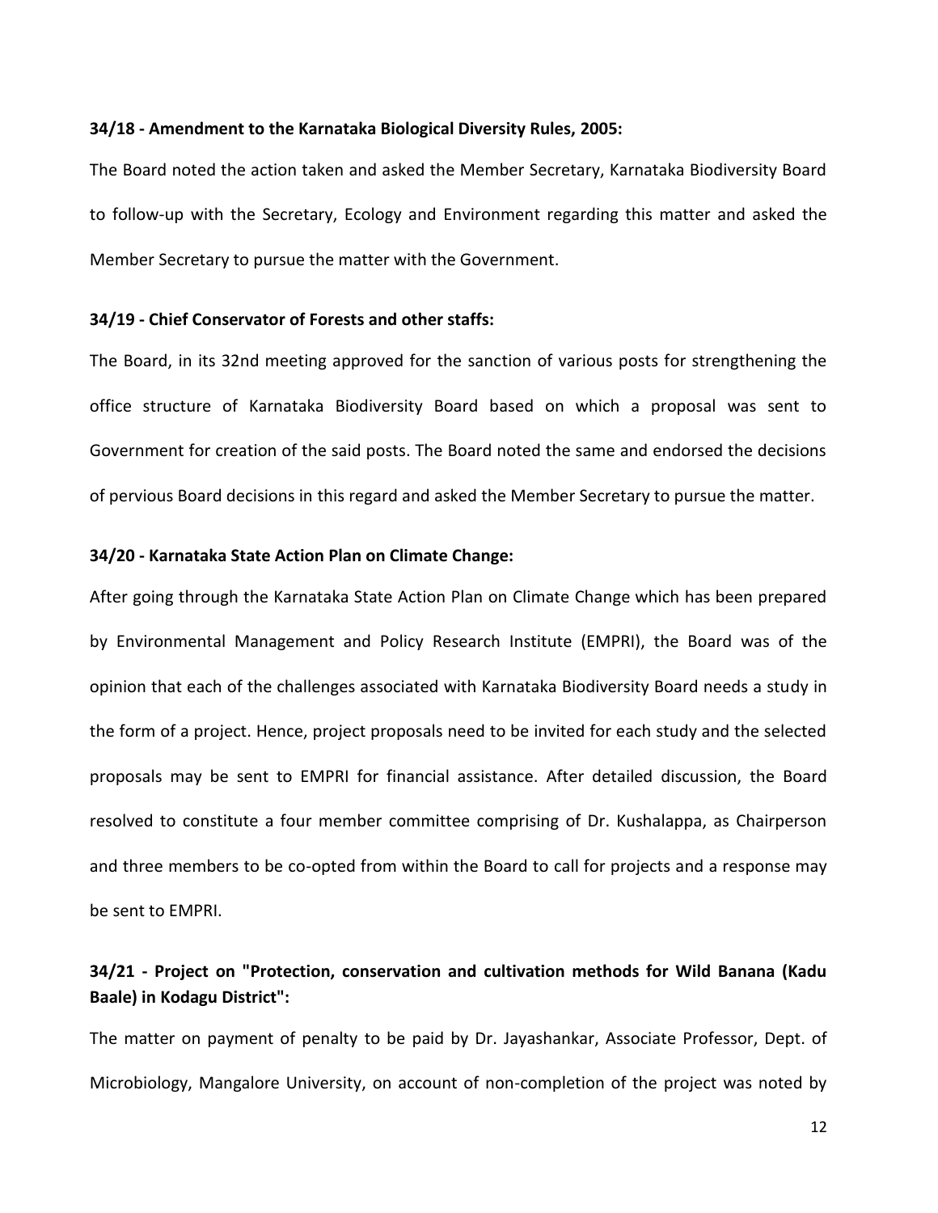**34/18 - Amendment to the Karnataka Biological Diversity Rules, 2005:**

The Board noted the action taken and asked the Member Secretary, Karnataka Biodiversity Board to follow-up with the Secretary, Ecology and Environment regarding this matter and asked the Member Secretary to pursue the matter with the Government.

**34/19 - Chief Conservator of Forests and other staffs:**

The Board, in its 32nd meeting approved for the sanction of various posts for strengthening the office structure of Karnataka Biodiversity Board based on which a proposal was sent to Government for creation of the said posts. The Board noted the same and endorsed the decisions of pervious Board decisions in this regard and asked the Member Secretary to pursue the matter.

**34/20 - Karnataka State Action Plan on Climate Change:**

After going through the Karnataka State Action Plan on Climate Change which has been prepared by Environmental Management and Policy Research Institute (EMPRI), the Board was of the opinion that each of the challenges associated with Karnataka Biodiversity Board needs a study in the form of a project. Hence, project proposals need to be invited for each study and the selected proposals may be sent to EMPRI for financial assistance. After detailed discussion, the Board resolved to constitute a four member committee comprising of Dr. Kushalappa, as Chairperson and three members to be co-opted from within the Board to call for projects and a response may be sent to EMPRI.

**34/21 - Project on "Protection, conservation and cultivation methods for Wild Banana (Kadu Baale) in Kodagu District":**

The matter on payment of penalty to be paid by Dr. Jayashankar, Associate Professor, Dept. of Microbiology, Mangalore University, on account of non-completion of the project was noted by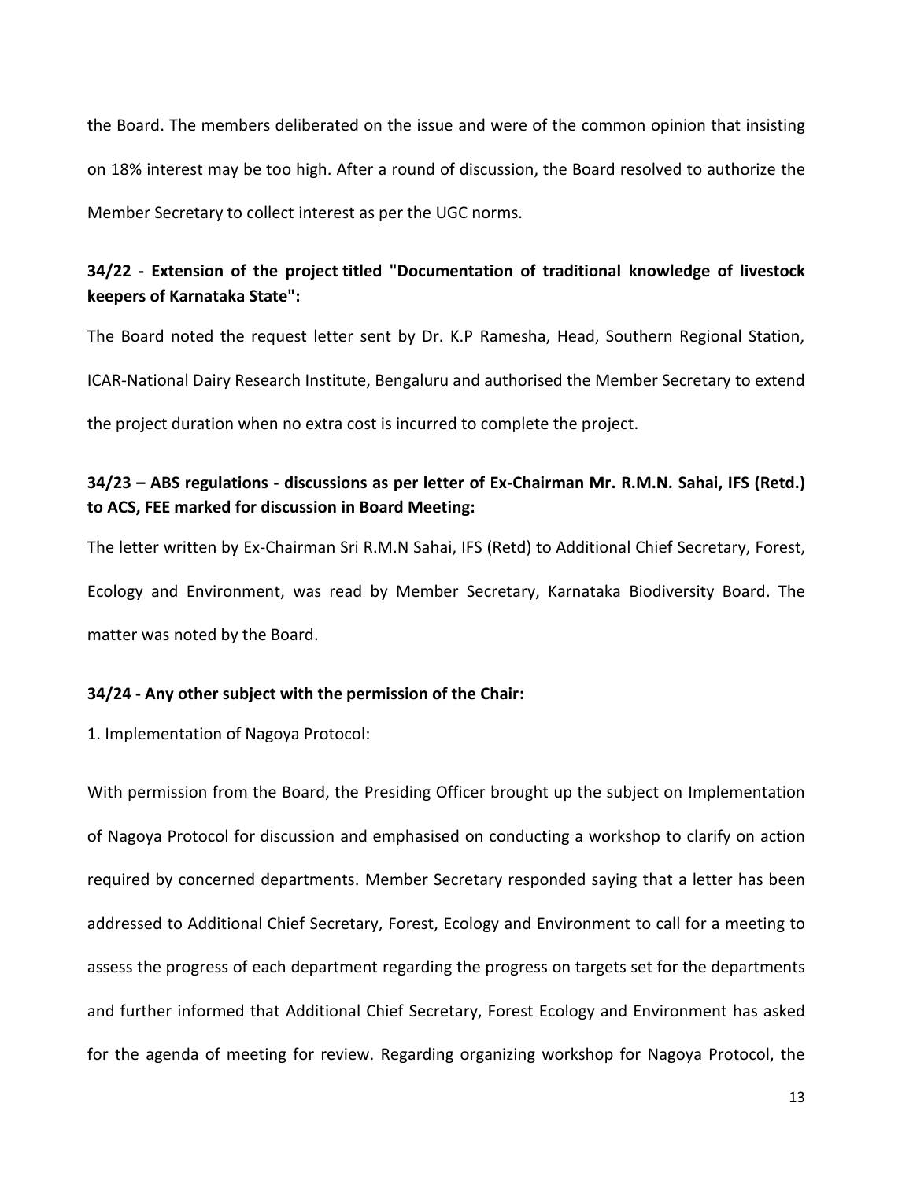the Board. The members deliberated on the issue and were of the common opinion that insisting on 18% interest may be too high. After a round of discussion, the Board resolved to authorize the Member Secretary to collect interest as per the UGC norms.

**34/22 - Extension of the project titled "Documentation of traditional knowledge of livestock keepers of Karnataka State":**

The Board noted the request letter sent by Dr. K.P Ramesha, Head, Southern Regional Station, ICAR-National Dairy Research Institute, Bengaluru and authorised the Member Secretary to extend the project duration when no extra cost is incurred to complete the project.

**34/23 – ABS regulations - discussions as per letter of Ex-Chairman Mr. R.M.N. Sahai, IFS (Retd.) to ACS, FEE marked for discussion in Board Meeting:**

The letter written by Ex-Chairman Sri R.M.N Sahai, IFS (Retd) to Additional Chief Secretary, Forest, Ecology and Environment, was read by Member Secretary, Karnataka Biodiversity Board. The matter was noted by the Board.

**34/24 - Any other subject with the permission of the Chair:**

1. Implementation of Nagoya Protocol:

With permission from the Board, the Presiding Officer brought up the subject on Implementation of Nagoya Protocol for discussion and emphasised on conducting a workshop to clarify on action required by concerned departments. Member Secretary responded saying that a letter has been addressed to Additional Chief Secretary, Forest, Ecology and Environment to call for a meeting to assess the progress of each department regarding the progress on targets set for the departments and further informed that Additional Chief Secretary, Forest Ecology and Environment has asked for the agenda of meeting for review. Regarding organizing workshop for Nagoya Protocol, the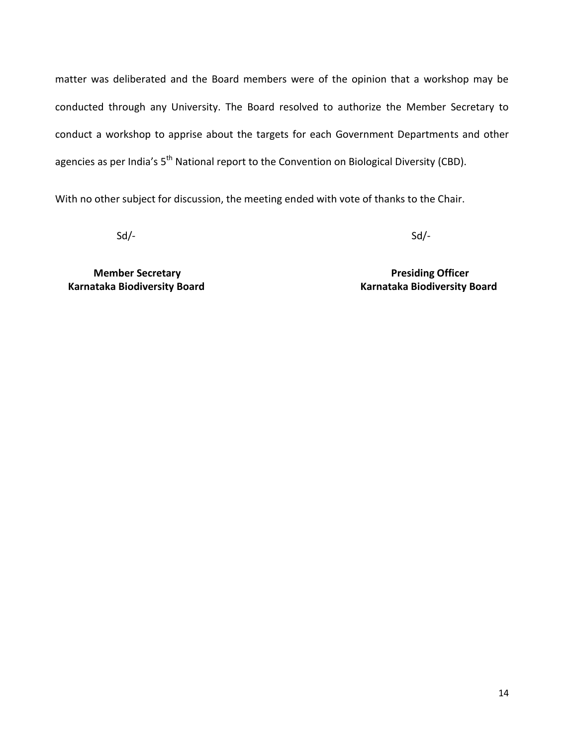matter was deliberated and the Board members were of the opinion that a workshop may be conducted through any University. The Board resolved to authorize the Member Secretary to conduct a workshop to apprise about the targets for each Government Departments and other agencies as per India's 5th National report to the Convention on Biological Diversity (CBD).

With no other subject for discussion, the meeting ended with vote of thanks to the Chair.

| | |
|---|---|
| Sd/- | Sd/- |
| **Member Secretary** | **Presiding Officer** |
| **Karnataka Biodiversity Board** | **Karnataka Biodiversity Board** |